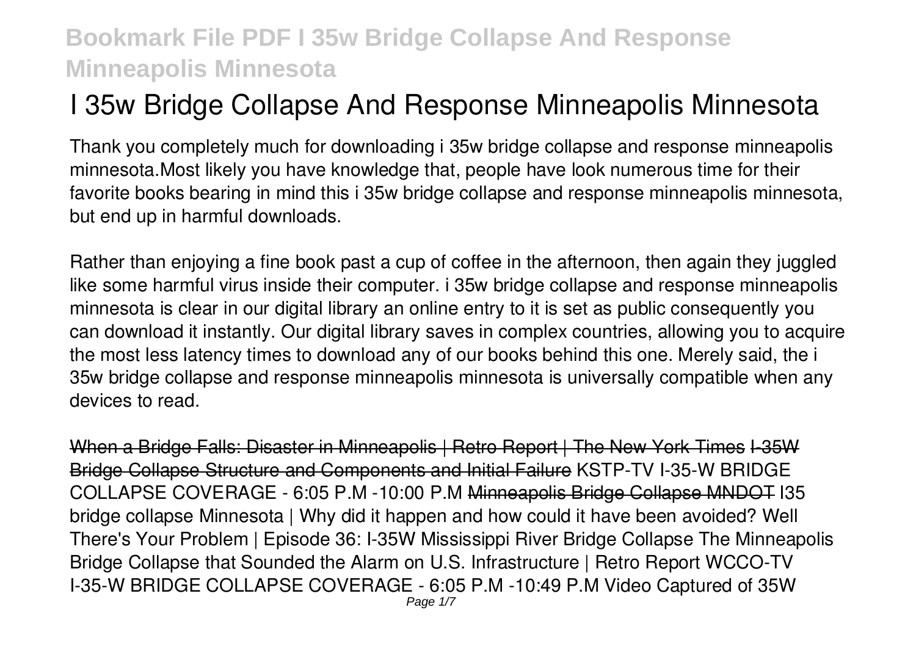# I 35w Bridge Collapse And Response Minneapolis Minnesota

Thank you completely much for downloading i 35w bridge collapse and response minneapolis minnesota.Most likely you have knowledge that, people have look numerous time for their favorite books bearing in mind this i 35w bridge collapse and response minneapolis minnesota, but end up in harmful downloads.

Rather than enjoying a fine book past a cup of coffee in the afternoon, then again they juggled like some harmful virus inside their computer. i 35w bridge collapse and response minneapolis minnesota is clear in our digital library an online entry to it is set as public consequently you can download it instantly. Our digital library saves in complex countries, allowing you to acquire the most less latency times to download any of our books behind this one. Merely said, the i 35w bridge collapse and response minneapolis minnesota is universally compatible when any devices to read.

When a Bridge Falls: Disaster in Minneapolis | Retro Report | The New York Times I-35W Bridge Collapse Structure and Components and Initial Failure KSTP-TV I-35-W BRIDGE COLLAPSE COVERAGE - 6:05 P.M -10:00 P.M Minneapolis Bridge Collapse MNDOT I35 bridge collapse Minnesota | Why did it happen and how could it have been avoided? Well There's Your Problem | Episode 36: I-35W Mississippi River Bridge Collapse The Minneapolis Bridge Collapse that Sounded the Alarm on U.S. Infrastructure | Retro Report WCCO-TV I-35-W BRIDGE COLLAPSE COVERAGE - 6:05 P.M -10:49 P.M Video Captured of 35W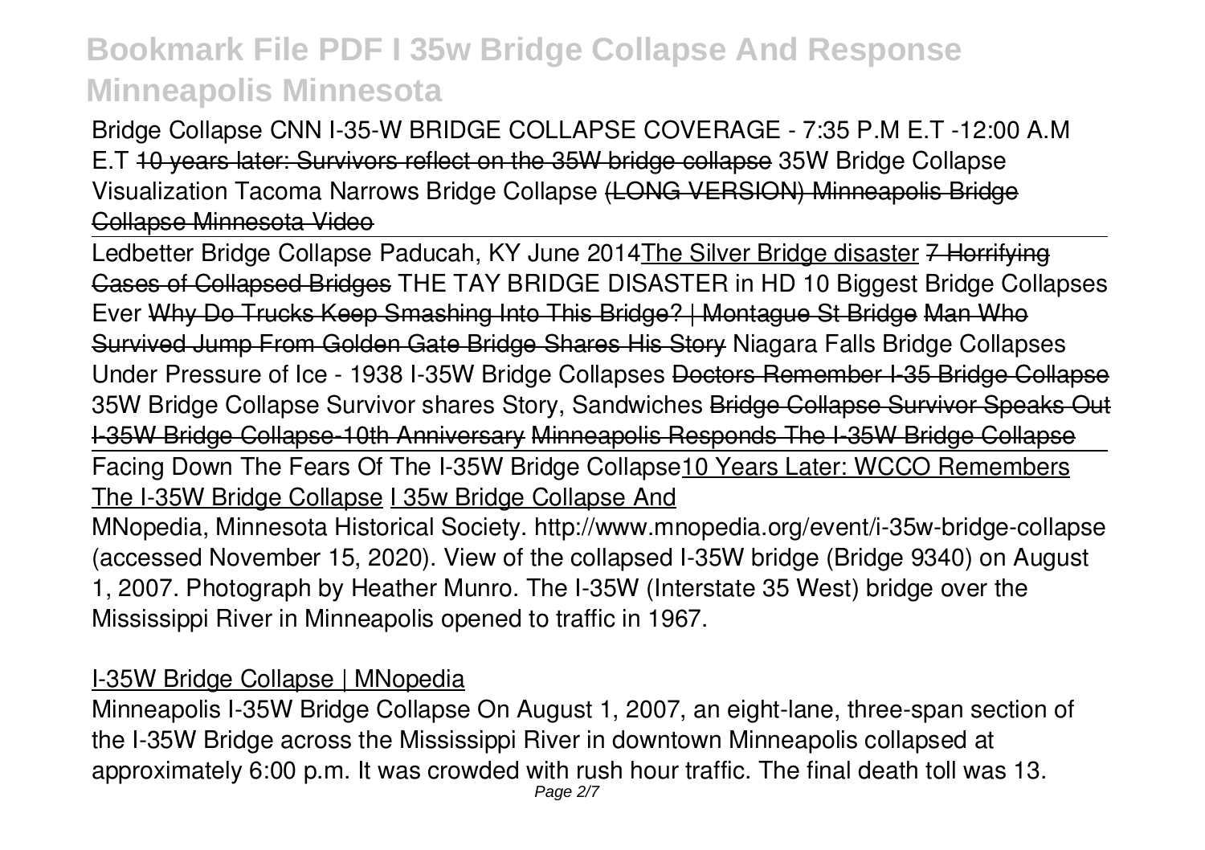Bridge Collapse CNN I-35-W BRIDGE COLLAPSE COVERAGE - 7:35 P.M E.T -12:00 A.M E.T ~~10 years later: Survivors reflect on the 35W bridge collapse~~ 35W Bridge Collapse Visualization Tacoma Narrows Bridge Collapse ~~(LONG VERSION) Minneapolis Bridge Collapse Minnesota Video~~

Ledbetter Bridge Collapse Paducah, KY June 2014 The Silver Bridge disaster ~~7 Horrifying Cases of Collapsed Bridges~~ THE TAY BRIDGE DISASTER in HD 10 Biggest Bridge Collapses Ever ~~Why Do Trucks Keep Smashing Into This Bridge? | Montague St Bridge~~ ~~Man Who Survived Jump From Golden Gate Bridge Shares His Story~~ Niagara Falls Bridge Collapses Under Pressure of Ice - 1938 I-35W Bridge Collapses ~~Doctors Remember I-35 Bridge Collapse~~ 35W Bridge Collapse Survivor shares Story, Sandwiches ~~Bridge Collapse Survivor Speaks Out~~ ~~I-35W Bridge Collapse-10th Anniversary~~ ~~Minneapolis Responds The I-35W Bridge Collapse~~

Facing Down The Fears Of The I-35W Bridge Collapse 10 Years Later: WCCO Remembers The I-35W Bridge Collapse I 35w Bridge Collapse And

MNopedia, Minnesota Historical Society. http://www.mnopedia.org/event/i-35w-bridge-collapse (accessed November 15, 2020). View of the collapsed I-35W bridge (Bridge 9340) on August 1, 2007. Photograph by Heather Munro. The I-35W (Interstate 35 West) bridge over the Mississippi River in Minneapolis opened to traffic in 1967.

## I-35W Bridge Collapse | MNopedia

Minneapolis I-35W Bridge Collapse On August 1, 2007, an eight-lane, three-span section of the I-35W Bridge across the Mississippi River in downtown Minneapolis collapsed at approximately 6:00 p.m. It was crowded with rush hour traffic. The final death toll was 13.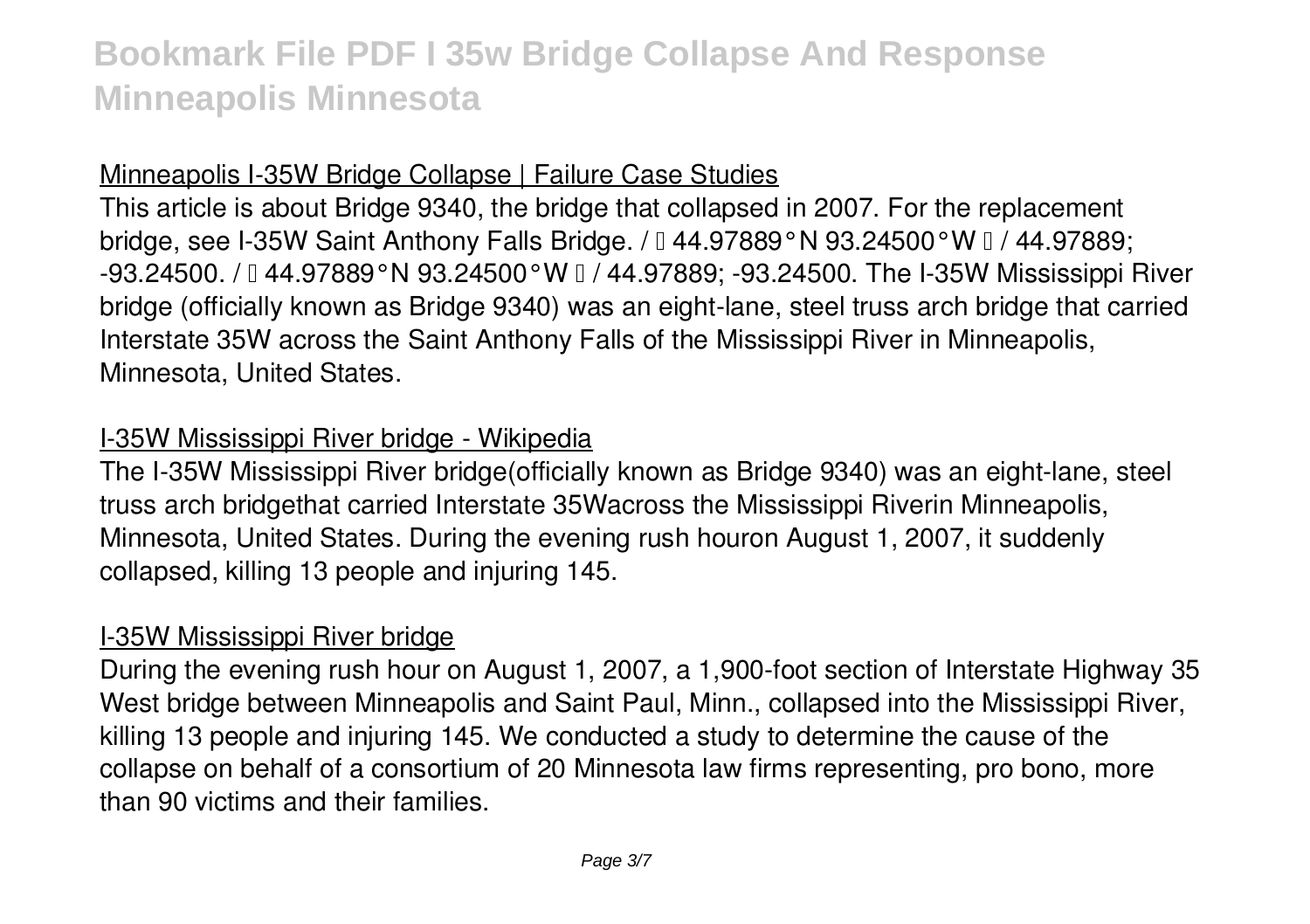## Minneapolis I-35W Bridge Collapse | Failure Case Studies

This article is about Bridge 9340, the bridge that collapsed in 2007. For the replacement bridge, see I-35W Saint Anthony Falls Bridge. / ⓘ 44.97889°N 93.24500°W ⓘ / 44.97889; -93.24500. / ⓘ 44.97889°N 93.24500°W ⓘ / 44.97889; -93.24500. The I-35W Mississippi River bridge (officially known as Bridge 9340) was an eight-lane, steel truss arch bridge that carried Interstate 35W across the Saint Anthony Falls of the Mississippi River in Minneapolis, Minnesota, United States.

## I-35W Mississippi River bridge - Wikipedia

The I-35W Mississippi River bridge(officially known as Bridge 9340) was an eight-lane, steel truss arch bridgethat carried Interstate 35Wacross the Mississippi Riverin Minneapolis, Minnesota, United States. During the evening rush houron August 1, 2007, it suddenly collapsed, killing 13 people and injuring 145.

## I-35W Mississippi River bridge

During the evening rush hour on August 1, 2007, a 1,900-foot section of Interstate Highway 35 West bridge between Minneapolis and Saint Paul, Minn., collapsed into the Mississippi River, killing 13 people and injuring 145. We conducted a study to determine the cause of the collapse on behalf of a consortium of 20 Minnesota law firms representing, pro bono, more than 90 victims and their families.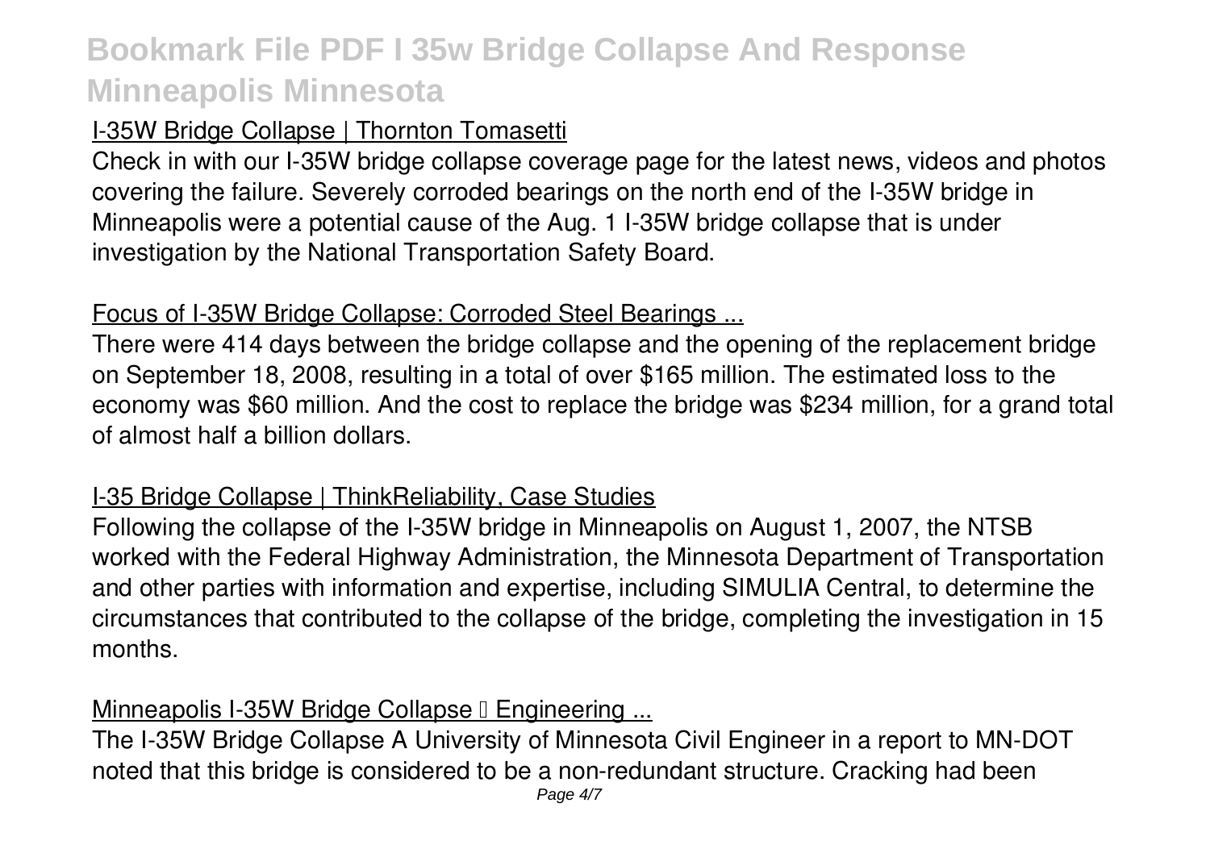## I-35W Bridge Collapse | Thornton Tomasetti

Check in with our I-35W bridge collapse coverage page for the latest news, videos and photos covering the failure. Severely corroded bearings on the north end of the I-35W bridge in Minneapolis were a potential cause of the Aug. 1 I-35W bridge collapse that is under investigation by the National Transportation Safety Board.

## Focus of I-35W Bridge Collapse: Corroded Steel Bearings ...

There were 414 days between the bridge collapse and the opening of the replacement bridge on September 18, 2008, resulting in a total of over $165 million. The estimated loss to the economy was $60 million. And the cost to replace the bridge was $234 million, for a grand total of almost half a billion dollars.

## I-35 Bridge Collapse | ThinkReliability, Case Studies

Following the collapse of the I-35W bridge in Minneapolis on August 1, 2007, the NTSB worked with the Federal Highway Administration, the Minnesota Department of Transportation and other parties with information and expertise, including SIMULIA Central, to determine the circumstances that contributed to the collapse of the bridge, completing the investigation in 15 months.

## Minneapolis I-35W Bridge Collapse – Engineering ...

The I-35W Bridge Collapse A University of Minnesota Civil Engineer in a report to MN-DOT noted that this bridge is considered to be a non-redundant structure. Cracking had been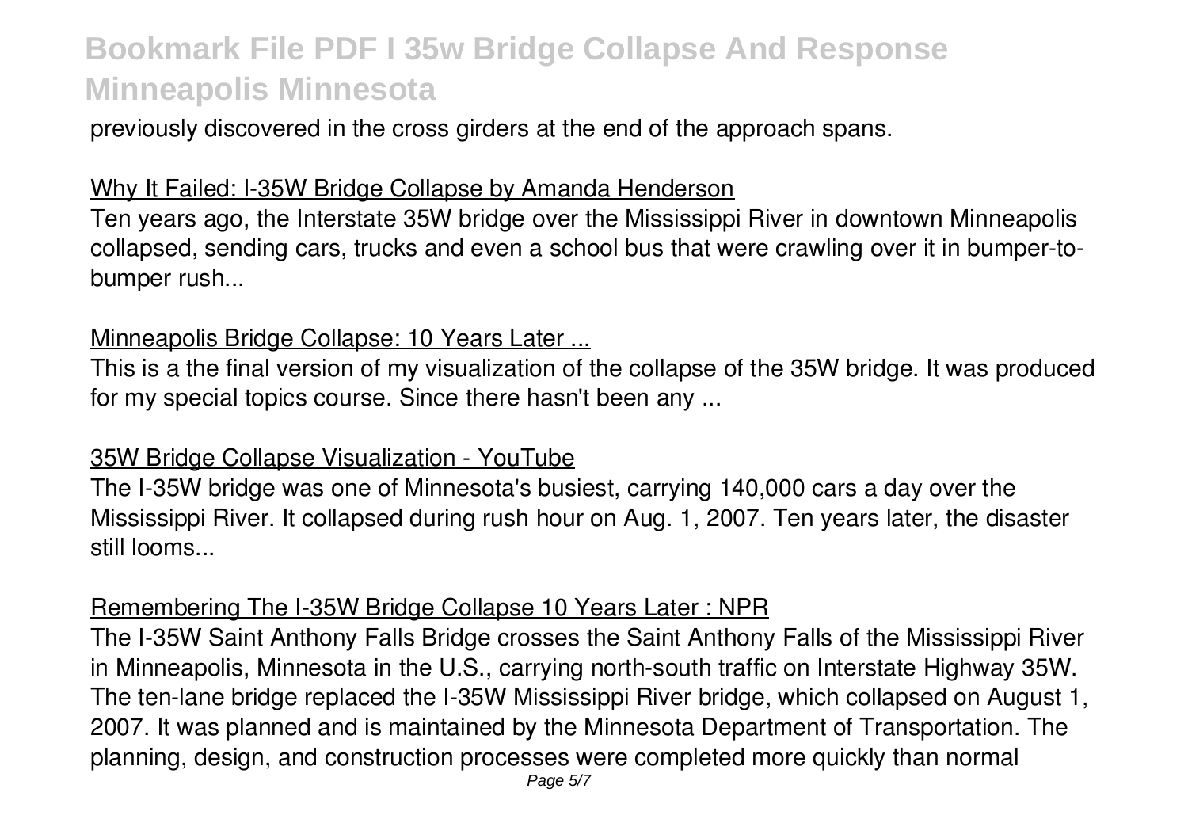previously discovered in the cross girders at the end of the approach spans.

## Why It Failed: I-35W Bridge Collapse by Amanda Henderson

Ten years ago, the Interstate 35W bridge over the Mississippi River in downtown Minneapolis collapsed, sending cars, trucks and even a school bus that were crawling over it in bumper-to-bumper rush...

## Minneapolis Bridge Collapse: 10 Years Later ...

This is a the final version of my visualization of the collapse of the 35W bridge. It was produced for my special topics course. Since there hasn't been any ...

## 35W Bridge Collapse Visualization - YouTube

The I-35W bridge was one of Minnesota's busiest, carrying 140,000 cars a day over the Mississippi River. It collapsed during rush hour on Aug. 1, 2007. Ten years later, the disaster still looms...

## Remembering The I-35W Bridge Collapse 10 Years Later : NPR

The I-35W Saint Anthony Falls Bridge crosses the Saint Anthony Falls of the Mississippi River in Minneapolis, Minnesota in the U.S., carrying north-south traffic on Interstate Highway 35W. The ten-lane bridge replaced the I-35W Mississippi River bridge, which collapsed on August 1, 2007. It was planned and is maintained by the Minnesota Department of Transportation. The planning, design, and construction processes were completed more quickly than normal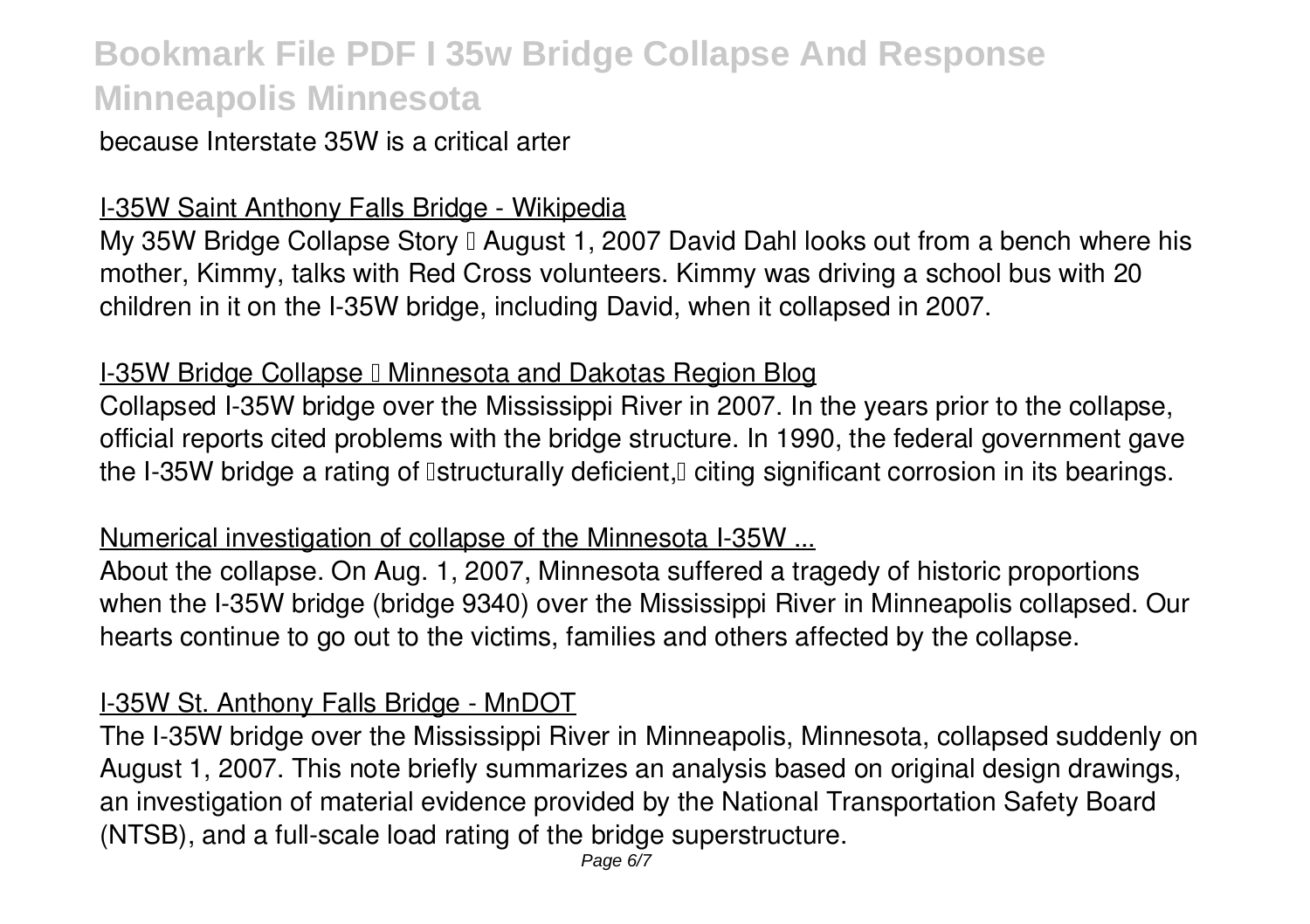because Interstate 35W is a critical arter

I-35W Saint Anthony Falls Bridge - Wikipedia

My 35W Bridge Collapse Story – August 1, 2007 David Dahl looks out from a bench where his mother, Kimmy, talks with Red Cross volunteers. Kimmy was driving a school bus with 20 children in it on the I-35W bridge, including David, when it collapsed in 2007.

I-35W Bridge Collapse – Minnesota and Dakotas Region Blog

Collapsed I-35W bridge over the Mississippi River in 2007. In the years prior to the collapse, official reports cited problems with the bridge structure. In 1990, the federal government gave the I-35W bridge a rating of "structurally deficient," citing significant corrosion in its bearings.

Numerical investigation of collapse of the Minnesota I-35W ...

About the collapse. On Aug. 1, 2007, Minnesota suffered a tragedy of historic proportions when the I-35W bridge (bridge 9340) over the Mississippi River in Minneapolis collapsed. Our hearts continue to go out to the victims, families and others affected by the collapse.

I-35W St. Anthony Falls Bridge - MnDOT

The I-35W bridge over the Mississippi River in Minneapolis, Minnesota, collapsed suddenly on August 1, 2007. This note briefly summarizes an analysis based on original design drawings, an investigation of material evidence provided by the National Transportation Safety Board (NTSB), and a full-scale load rating of the bridge superstructure.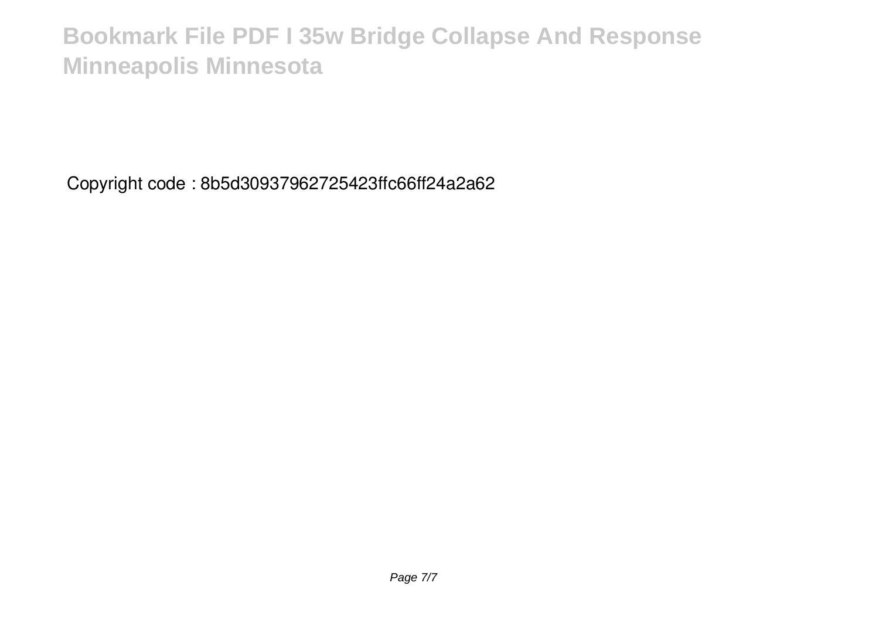Copyright code : 8b5d30937962725423ffc66ff24a2a62